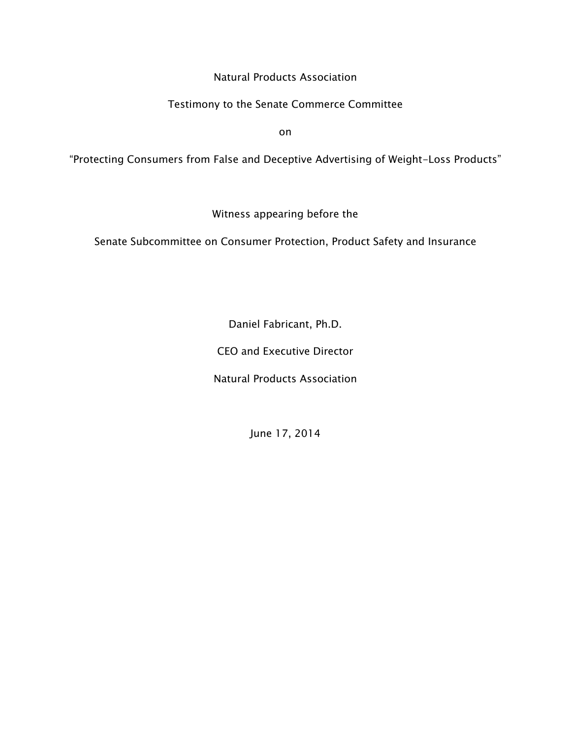Natural Products Association

Testimony to the Senate Commerce Committee

on

“Protecting Consumers from False and Deceptive Advertising of Weight-Loss Products”

Witness appearing before the

Senate Subcommittee on Consumer Protection, Product Safety and Insurance

Daniel Fabricant, Ph.D.

CEO and Executive Director

Natural Products Association

June 17, 2014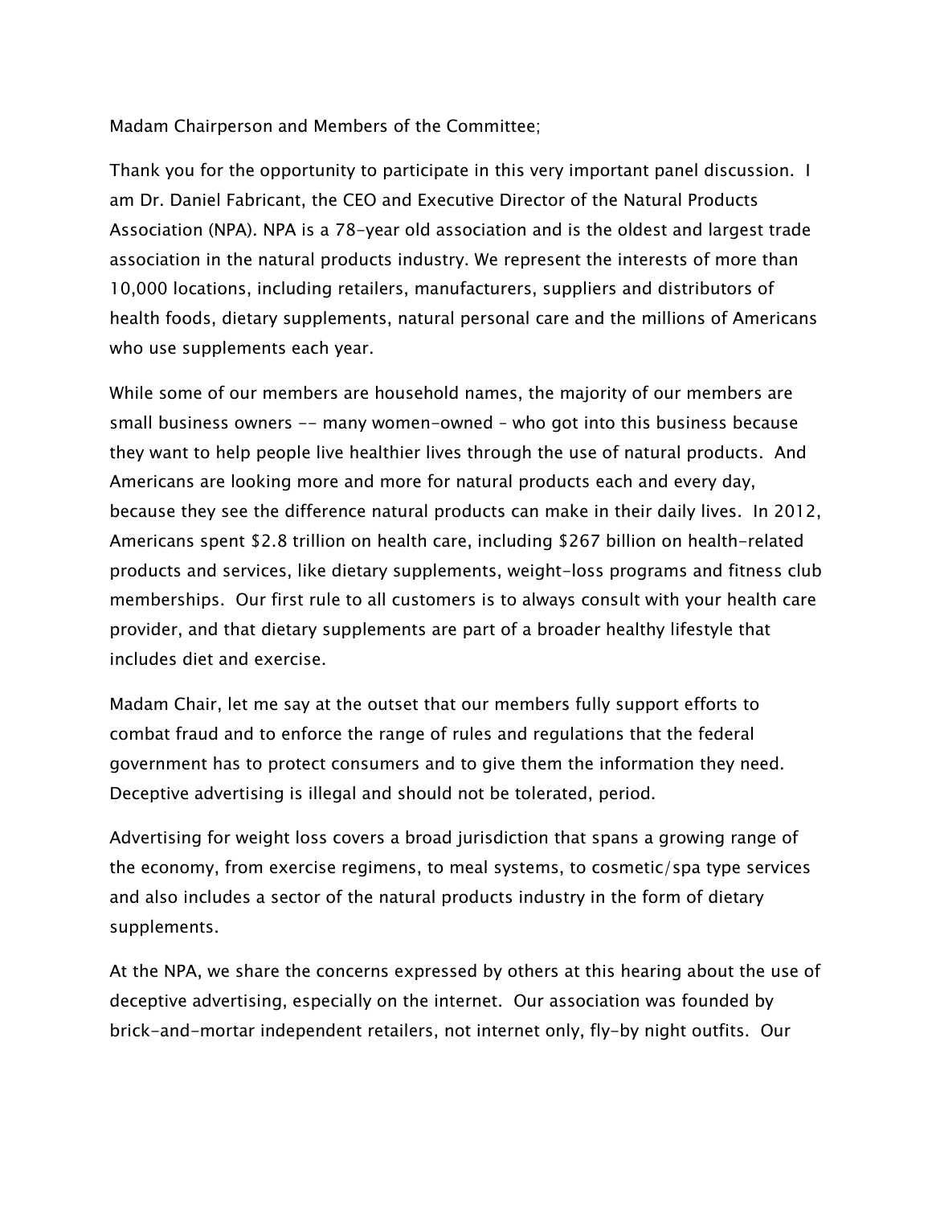Madam Chairperson and Members of the Committee;

Thank you for the opportunity to participate in this very important panel discussion. I am Dr. Daniel Fabricant, the CEO and Executive Director of the Natural Products Association (NPA). NPA is a 78-year old association and is the oldest and largest trade association in the natural products industry. We represent the interests of more than 10,000 locations, including retailers, manufacturers, suppliers and distributors of health foods, dietary supplements, natural personal care and the millions of Americans who use supplements each year.

While some of our members are household names, the majority of our members are small business owners -- many women-owned – who got into this business because they want to help people live healthier lives through the use of natural products. And Americans are looking more and more for natural products each and every day, because they see the difference natural products can make in their daily lives. In 2012, Americans spent $2.8 trillion on health care, including $267 billion on health-related products and services, like dietary supplements, weight-loss programs and fitness club memberships. Our first rule to all customers is to always consult with your health care provider, and that dietary supplements are part of a broader healthy lifestyle that includes diet and exercise.

Madam Chair, let me say at the outset that our members fully support efforts to combat fraud and to enforce the range of rules and regulations that the federal government has to protect consumers and to give them the information they need. Deceptive advertising is illegal and should not be tolerated, period.

Advertising for weight loss covers a broad jurisdiction that spans a growing range of the economy, from exercise regimens, to meal systems, to cosmetic/spa type services and also includes a sector of the natural products industry in the form of dietary supplements.

At the NPA, we share the concerns expressed by others at this hearing about the use of deceptive advertising, especially on the internet. Our association was founded by brick-and-mortar independent retailers, not internet only, fly-by night outfits. Our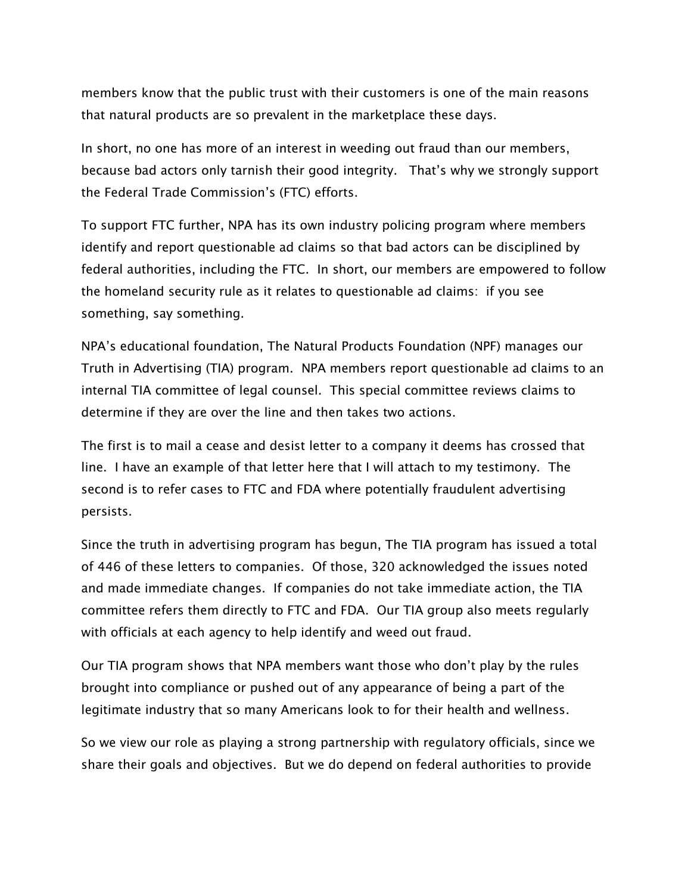members know that the public trust with their customers is one of the main reasons that natural products are so prevalent in the marketplace these days.

In short, no one has more of an interest in weeding out fraud than our members, because bad actors only tarnish their good integrity. That's why we strongly support the Federal Trade Commission's (FTC) efforts.

To support FTC further, NPA has its own industry policing program where members identify and report questionable ad claims so that bad actors can be disciplined by federal authorities, including the FTC. In short, our members are empowered to follow the homeland security rule as it relates to questionable ad claims: if you see something, say something.

NPA's educational foundation, The Natural Products Foundation (NPF) manages our Truth in Advertising (TIA) program. NPA members report questionable ad claims to an internal TIA committee of legal counsel. This special committee reviews claims to determine if they are over the line and then takes two actions.

The first is to mail a cease and desist letter to a company it deems has crossed that line. I have an example of that letter here that I will attach to my testimony. The second is to refer cases to FTC and FDA where potentially fraudulent advertising persists.

Since the truth in advertising program has begun, The TIA program has issued a total of 446 of these letters to companies. Of those, 320 acknowledged the issues noted and made immediate changes. If companies do not take immediate action, the TIA committee refers them directly to FTC and FDA. Our TIA group also meets regularly with officials at each agency to help identify and weed out fraud.

Our TIA program shows that NPA members want those who don't play by the rules brought into compliance or pushed out of any appearance of being a part of the legitimate industry that so many Americans look to for their health and wellness.

So we view our role as playing a strong partnership with regulatory officials, since we share their goals and objectives. But we do depend on federal authorities to provide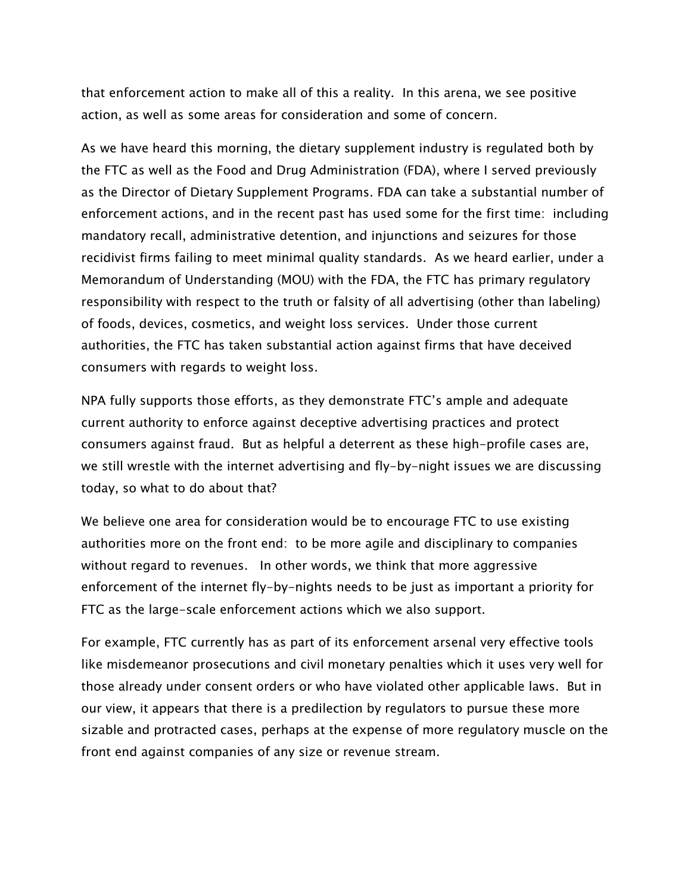that enforcement action to make all of this a reality. In this arena, we see positive action, as well as some areas for consideration and some of concern.

As we have heard this morning, the dietary supplement industry is regulated both by the FTC as well as the Food and Drug Administration (FDA), where I served previously as the Director of Dietary Supplement Programs. FDA can take a substantial number of enforcement actions, and in the recent past has used some for the first time: including mandatory recall, administrative detention, and injunctions and seizures for those recidivist firms failing to meet minimal quality standards. As we heard earlier, under a Memorandum of Understanding (MOU) with the FDA, the FTC has primary regulatory responsibility with respect to the truth or falsity of all advertising (other than labeling) of foods, devices, cosmetics, and weight loss services. Under those current authorities, the FTC has taken substantial action against firms that have deceived consumers with regards to weight loss.

NPA fully supports those efforts, as they demonstrate FTC's ample and adequate current authority to enforce against deceptive advertising practices and protect consumers against fraud. But as helpful a deterrent as these high-profile cases are, we still wrestle with the internet advertising and fly-by-night issues we are discussing today, so what to do about that?

We believe one area for consideration would be to encourage FTC to use existing authorities more on the front end: to be more agile and disciplinary to companies without regard to revenues. In other words, we think that more aggressive enforcement of the internet fly-by-nights needs to be just as important a priority for FTC as the large-scale enforcement actions which we also support.

For example, FTC currently has as part of its enforcement arsenal very effective tools like misdemeanor prosecutions and civil monetary penalties which it uses very well for those already under consent orders or who have violated other applicable laws. But in our view, it appears that there is a predilection by regulators to pursue these more sizable and protracted cases, perhaps at the expense of more regulatory muscle on the front end against companies of any size or revenue stream.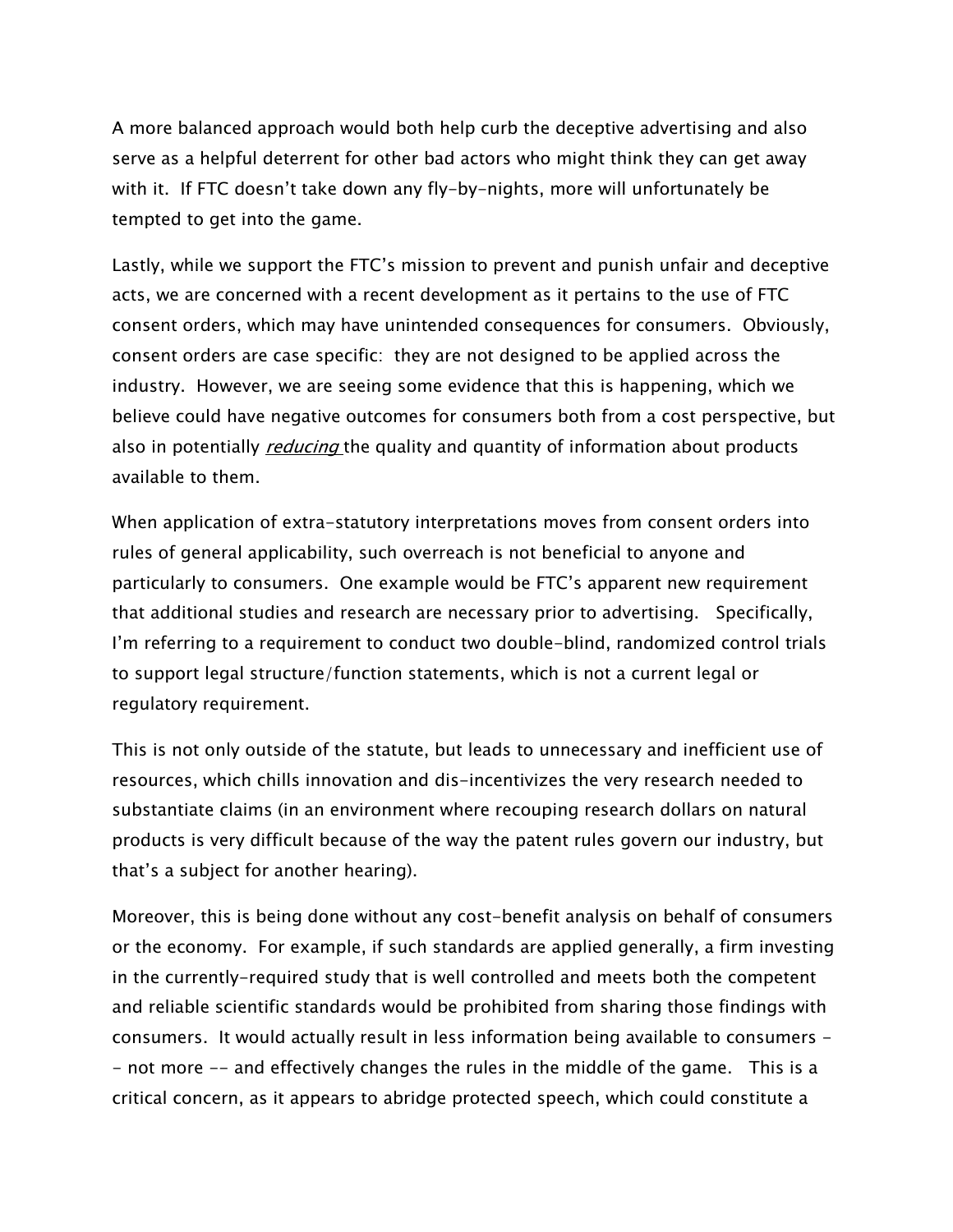A more balanced approach would both help curb the deceptive advertising and also serve as a helpful deterrent for other bad actors who might think they can get away with it. If FTC doesn't take down any fly-by-nights, more will unfortunately be tempted to get into the game.

Lastly, while we support the FTC's mission to prevent and punish unfair and deceptive acts, we are concerned with a recent development as it pertains to the use of FTC consent orders, which may have unintended consequences for consumers. Obviously, consent orders are case specific: they are not designed to be applied across the industry. However, we are seeing some evidence that this is happening, which we believe could have negative outcomes for consumers both from a cost perspective, but also in potentially *reducing* the quality and quantity of information about products available to them.

When application of extra-statutory interpretations moves from consent orders into rules of general applicability, such overreach is not beneficial to anyone and particularly to consumers. One example would be FTC's apparent new requirement that additional studies and research are necessary prior to advertising. Specifically, I'm referring to a requirement to conduct two double-blind, randomized control trials to support legal structure/function statements, which is not a current legal or regulatory requirement.

This is not only outside of the statute, but leads to unnecessary and inefficient use of resources, which chills innovation and dis-incentivizes the very research needed to substantiate claims (in an environment where recouping research dollars on natural products is very difficult because of the way the patent rules govern our industry, but that's a subject for another hearing).

Moreover, this is being done without any cost-benefit analysis on behalf of consumers or the economy. For example, if such standards are applied generally, a firm investing in the currently-required study that is well controlled and meets both the competent and reliable scientific standards would be prohibited from sharing those findings with consumers. It would actually result in less information being available to consumers -- not more -- and effectively changes the rules in the middle of the game. This is a critical concern, as it appears to abridge protected speech, which could constitute a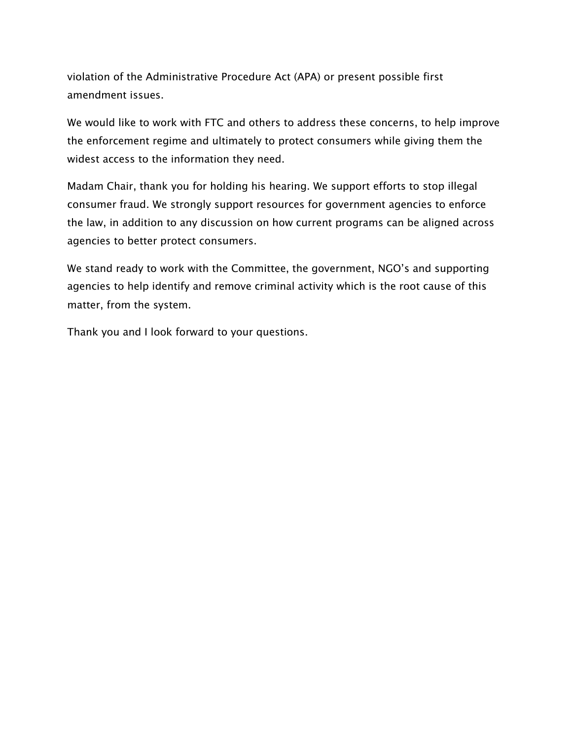violation of the Administrative Procedure Act (APA) or present possible first amendment issues.

We would like to work with FTC and others to address these concerns, to help improve the enforcement regime and ultimately to protect consumers while giving them the widest access to the information they need.

Madam Chair, thank you for holding his hearing. We support efforts to stop illegal consumer fraud. We strongly support resources for government agencies to enforce the law, in addition to any discussion on how current programs can be aligned across agencies to better protect consumers.

We stand ready to work with the Committee, the government, NGO's and supporting agencies to help identify and remove criminal activity which is the root cause of this matter, from the system.

Thank you and I look forward to your questions.